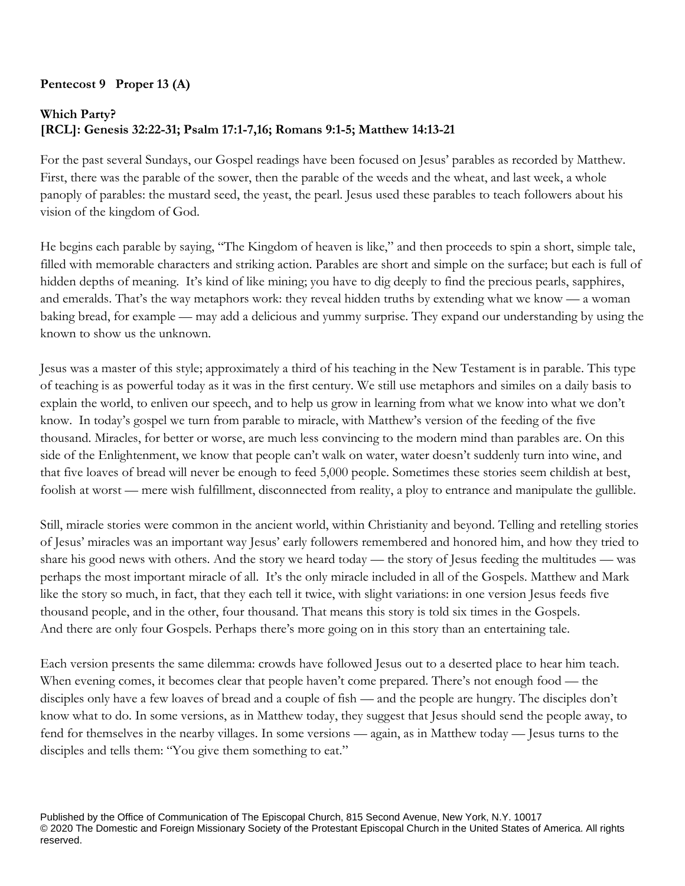**Pentecost 9 Proper 13 (A)**

**Which Party?**
**[RCL]: Genesis 32:22-31; Psalm 17:1-7,16; Romans 9:1-5; Matthew 14:13-21**

For the past several Sundays, our Gospel readings have been focused on Jesus' parables as recorded by Matthew. First, there was the parable of the sower, then the parable of the weeds and the wheat, and last week, a whole panoply of parables: the mustard seed, the yeast, the pearl. Jesus used these parables to teach followers about his vision of the kingdom of God.

He begins each parable by saying, "The Kingdom of heaven is like," and then proceeds to spin a short, simple tale, filled with memorable characters and striking action. Parables are short and simple on the surface; but each is full of hidden depths of meaning. It's kind of like mining; you have to dig deeply to find the precious pearls, sapphires, and emeralds. That's the way metaphors work: they reveal hidden truths by extending what we know — a woman baking bread, for example — may add a delicious and yummy surprise. They expand our understanding by using the known to show us the unknown.

Jesus was a master of this style; approximately a third of his teaching in the New Testament is in parable. This type of teaching is as powerful today as it was in the first century. We still use metaphors and similes on a daily basis to explain the world, to enliven our speech, and to help us grow in learning from what we know into what we don't know. In today's gospel we turn from parable to miracle, with Matthew's version of the feeding of the five thousand. Miracles, for better or worse, are much less convincing to the modern mind than parables are. On this side of the Enlightenment, we know that people can't walk on water, water doesn't suddenly turn into wine, and that five loaves of bread will never be enough to feed 5,000 people. Sometimes these stories seem childish at best, foolish at worst — mere wish fulfillment, disconnected from reality, a ploy to entrance and manipulate the gullible.

Still, miracle stories were common in the ancient world, within Christianity and beyond. Telling and retelling stories of Jesus' miracles was an important way Jesus' early followers remembered and honored him, and how they tried to share his good news with others. And the story we heard today — the story of Jesus feeding the multitudes — was perhaps the most important miracle of all. It's the only miracle included in all of the Gospels. Matthew and Mark like the story so much, in fact, that they each tell it twice, with slight variations: in one version Jesus feeds five thousand people, and in the other, four thousand. That means this story is told six times in the Gospels. And there are only four Gospels. Perhaps there's more going on in this story than an entertaining tale.

Each version presents the same dilemma: crowds have followed Jesus out to a deserted place to hear him teach. When evening comes, it becomes clear that people haven't come prepared. There's not enough food — the disciples only have a few loaves of bread and a couple of fish — and the people are hungry. The disciples don't know what to do. In some versions, as in Matthew today, they suggest that Jesus should send the people away, to fend for themselves in the nearby villages. In some versions — again, as in Matthew today — Jesus turns to the disciples and tells them: "You give them something to eat."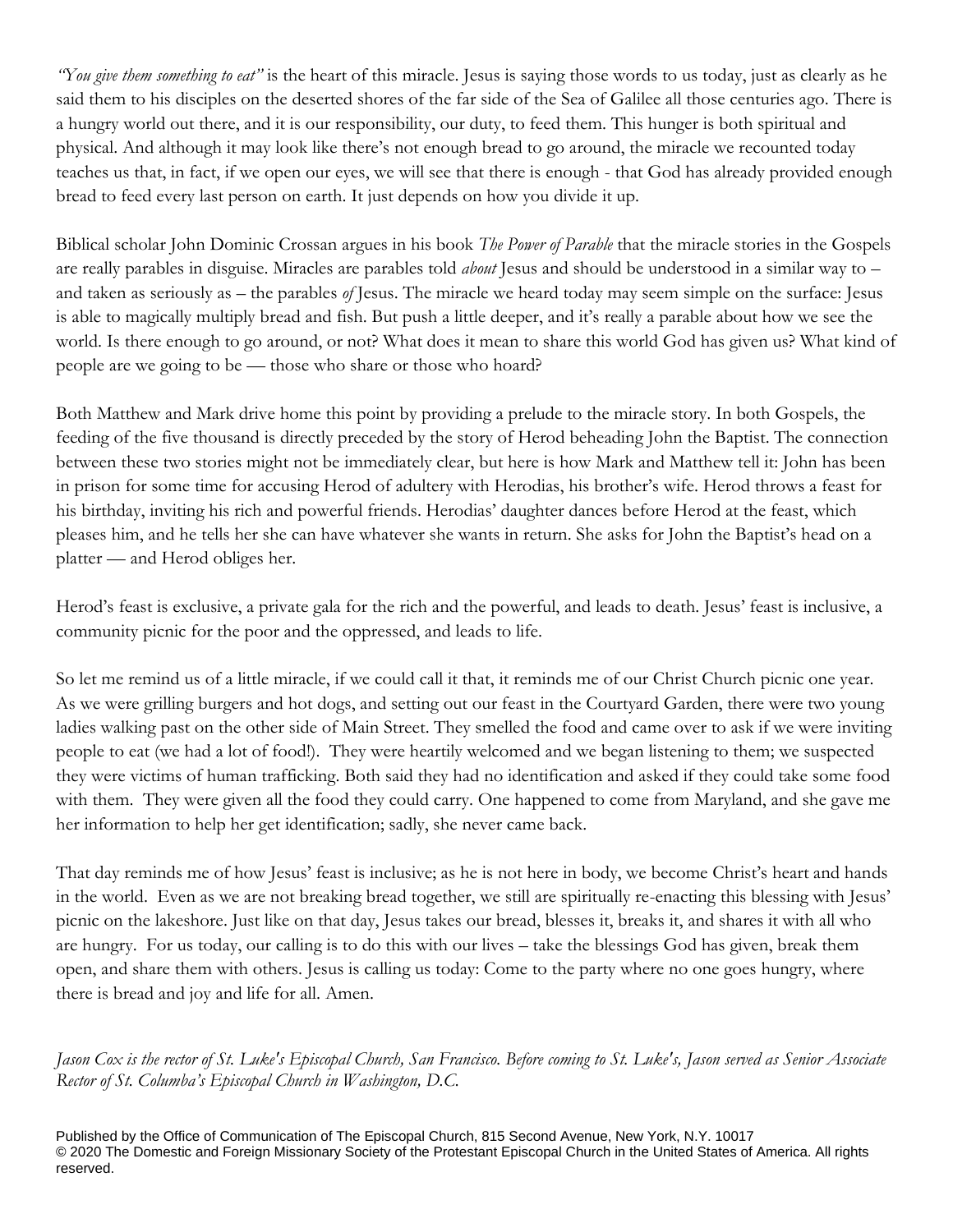*"You give them something to eat"* is the heart of this miracle. Jesus is saying those words to us today, just as clearly as he said them to his disciples on the deserted shores of the far side of the Sea of Galilee all those centuries ago. There is a hungry world out there, and it is our responsibility, our duty, to feed them. This hunger is both spiritual and physical. And although it may look like there's not enough bread to go around, the miracle we recounted today teaches us that, in fact, if we open our eyes, we will see that there is enough - that God has already provided enough bread to feed every last person on earth. It just depends on how you divide it up.

Biblical scholar John Dominic Crossan argues in his book *The Power of Parable* that the miracle stories in the Gospels are really parables in disguise. Miracles are parables told *about* Jesus and should be understood in a similar way to – and taken as seriously as – the parables *of* Jesus. The miracle we heard today may seem simple on the surface: Jesus is able to magically multiply bread and fish. But push a little deeper, and it's really a parable about how we see the world. Is there enough to go around, or not? What does it mean to share this world God has given us? What kind of people are we going to be — those who share or those who hoard?

Both Matthew and Mark drive home this point by providing a prelude to the miracle story. In both Gospels, the feeding of the five thousand is directly preceded by the story of Herod beheading John the Baptist. The connection between these two stories might not be immediately clear, but here is how Mark and Matthew tell it: John has been in prison for some time for accusing Herod of adultery with Herodias, his brother's wife. Herod throws a feast for his birthday, inviting his rich and powerful friends. Herodias' daughter dances before Herod at the feast, which pleases him, and he tells her she can have whatever she wants in return. She asks for John the Baptist's head on a platter — and Herod obliges her.

Herod's feast is exclusive, a private gala for the rich and the powerful, and leads to death. Jesus' feast is inclusive, a community picnic for the poor and the oppressed, and leads to life.

So let me remind us of a little miracle, if we could call it that, it reminds me of our Christ Church picnic one year. As we were grilling burgers and hot dogs, and setting out our feast in the Courtyard Garden, there were two young ladies walking past on the other side of Main Street. They smelled the food and came over to ask if we were inviting people to eat (we had a lot of food!). They were heartily welcomed and we began listening to them; we suspected they were victims of human trafficking. Both said they had no identification and asked if they could take some food with them. They were given all the food they could carry. One happened to come from Maryland, and she gave me her information to help her get identification; sadly, she never came back.

That day reminds me of how Jesus' feast is inclusive; as he is not here in body, we become Christ's heart and hands in the world. Even as we are not breaking bread together, we still are spiritually re-enacting this blessing with Jesus' picnic on the lakeshore. Just like on that day, Jesus takes our bread, blesses it, breaks it, and shares it with all who are hungry. For us today, our calling is to do this with our lives – take the blessings God has given, break them open, and share them with others. Jesus is calling us today: Come to the party where no one goes hungry, where there is bread and joy and life for all. Amen.

*Jason Cox is the rector of St. Luke's Episcopal Church, San Francisco. Before coming to St. Luke's, Jason served as Senior Associate Rector of St. Columba's Episcopal Church in Washington, D.C.*

Published by the Office of Communication of The Episcopal Church, 815 Second Avenue, New York, N.Y. 10017
© 2020 The Domestic and Foreign Missionary Society of the Protestant Episcopal Church in the United States of America. All rights reserved.